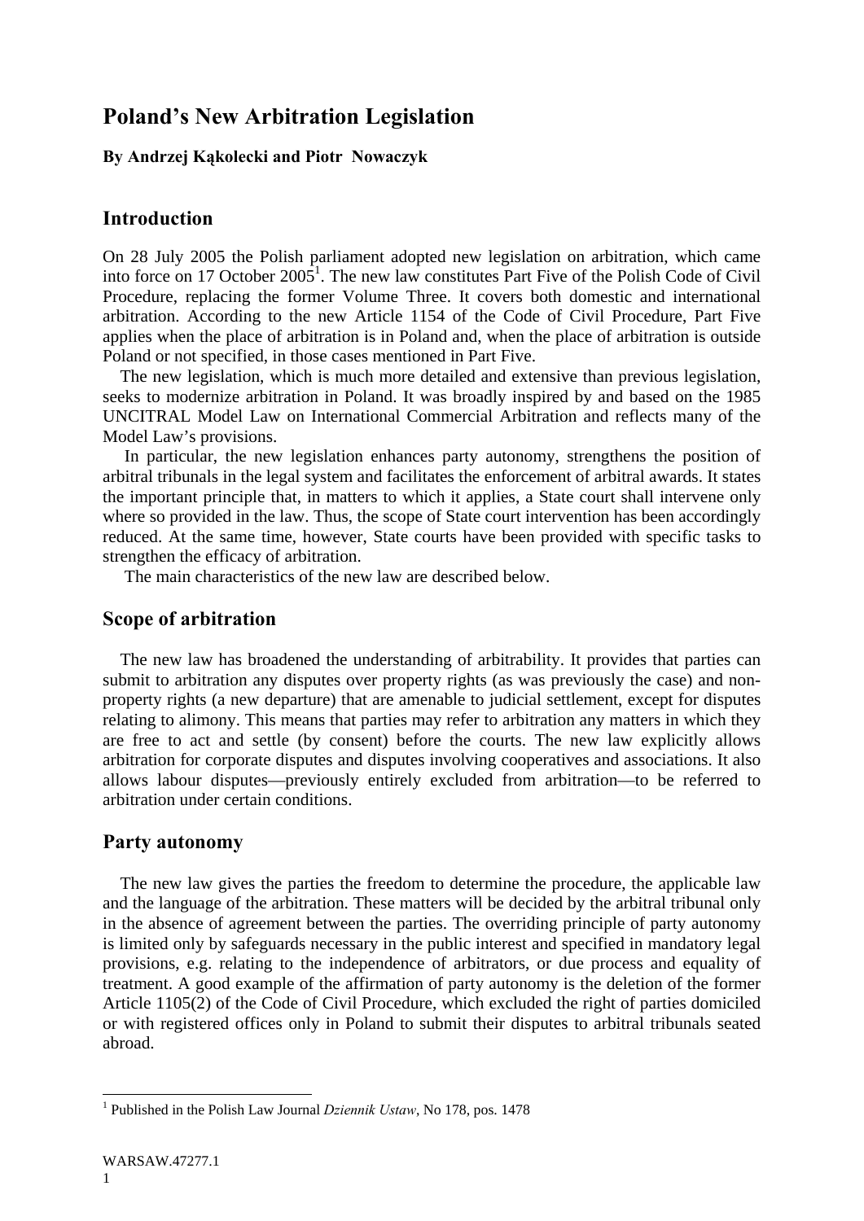# Poland's New Arbitration Legislation

**By Andrzej Kąkolecki and Piotr Nowaczyk**

## Introduction

On 28 July 2005 the Polish parliament adopted new legislation on arbitration, which came into force on 17 October 2005[1]. The new law constitutes Part Five of the Polish Code of Civil Procedure, replacing the former Volume Three. It covers both domestic and international arbitration. According to the new Article 1154 of the Code of Civil Procedure, Part Five applies when the place of arbitration is in Poland and, when the place of arbitration is outside Poland or not specified, in those cases mentioned in Part Five.

The new legislation, which is much more detailed and extensive than previous legislation, seeks to modernize arbitration in Poland. It was broadly inspired by and based on the 1985 UNCITRAL Model Law on International Commercial Arbitration and reflects many of the Model Law's provisions.

In particular, the new legislation enhances party autonomy, strengthens the position of arbitral tribunals in the legal system and facilitates the enforcement of arbitral awards. It states the important principle that, in matters to which it applies, a State court shall intervene only where so provided in the law. Thus, the scope of State court intervention has been accordingly reduced. At the same time, however, State courts have been provided with specific tasks to strengthen the efficacy of arbitration.

The main characteristics of the new law are described below.

## Scope of arbitration

The new law has broadened the understanding of arbitrability. It provides that parties can submit to arbitration any disputes over property rights (as was previously the case) and non-property rights (a new departure) that are amenable to judicial settlement, except for disputes relating to alimony. This means that parties may refer to arbitration any matters in which they are free to act and settle (by consent) before the courts. The new law explicitly allows arbitration for corporate disputes and disputes involving cooperatives and associations. It also allows labour disputes—previously entirely excluded from arbitration—to be referred to arbitration under certain conditions.

## Party autonomy

The new law gives the parties the freedom to determine the procedure, the applicable law and the language of the arbitration. These matters will be decided by the arbitral tribunal only in the absence of agreement between the parties. The overriding principle of party autonomy is limited only by safeguards necessary in the public interest and specified in mandatory legal provisions, e.g. relating to the independence of arbitrators, or due process and equality of treatment. A good example of the affirmation of party autonomy is the deletion of the former Article 1105(2) of the Code of Civil Procedure, which excluded the right of parties domiciled or with registered offices only in Poland to submit their disputes to arbitral tribunals seated abroad.

---

[1] Published in the Polish Law Journal *Dziennik Ustaw*, No 178, pos. 1478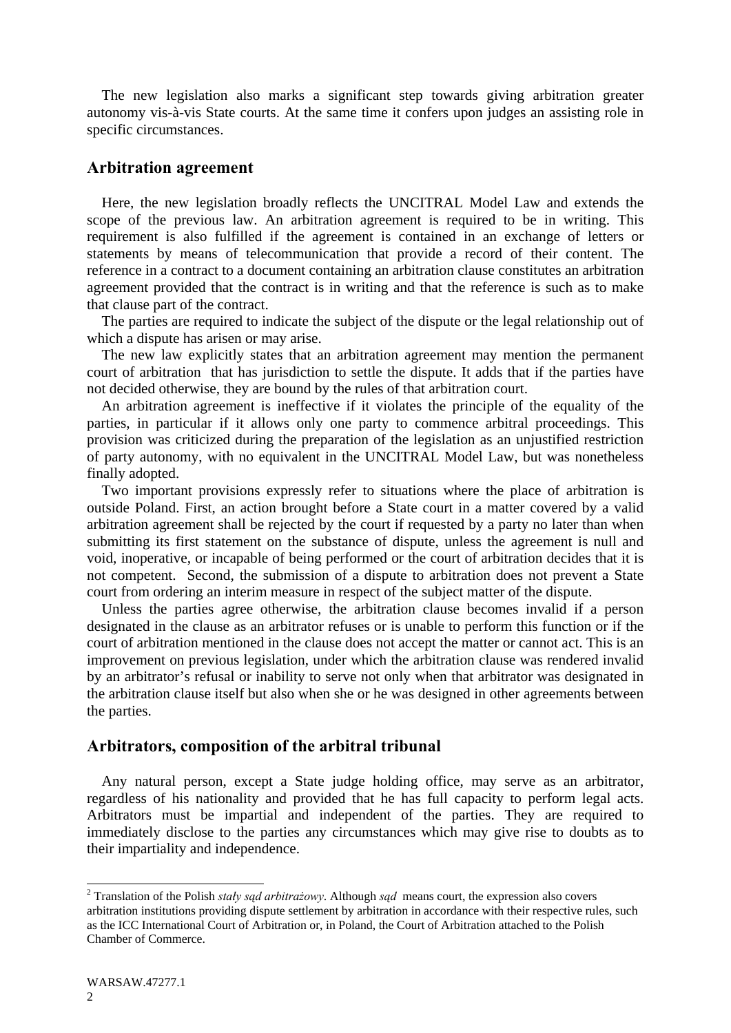The new legislation also marks a significant step towards giving arbitration greater autonomy vis-à-vis State courts. At the same time it confers upon judges an assisting role in specific circumstances.

## Arbitration agreement

Here, the new legislation broadly reflects the UNCITRAL Model Law and extends the scope of the previous law. An arbitration agreement is required to be in writing. This requirement is also fulfilled if the agreement is contained in an exchange of letters or statements by means of telecommunication that provide a record of their content. The reference in a contract to a document containing an arbitration clause constitutes an arbitration agreement provided that the contract is in writing and that the reference is such as to make that clause part of the contract.

The parties are required to indicate the subject of the dispute or the legal relationship out of which a dispute has arisen or may arise.

The new law explicitly states that an arbitration agreement may mention the permanent court of arbitration that has jurisdiction to settle the dispute. It adds that if the parties have not decided otherwise, they are bound by the rules of that arbitration court.

An arbitration agreement is ineffective if it violates the principle of the equality of the parties, in particular if it allows only one party to commence arbitral proceedings. This provision was criticized during the preparation of the legislation as an unjustified restriction of party autonomy, with no equivalent in the UNCITRAL Model Law, but was nonetheless finally adopted.

Two important provisions expressly refer to situations where the place of arbitration is outside Poland. First, an action brought before a State court in a matter covered by a valid arbitration agreement shall be rejected by the court if requested by a party no later than when submitting its first statement on the substance of dispute, unless the agreement is null and void, inoperative, or incapable of being performed or the court of arbitration decides that it is not competent. Second, the submission of a dispute to arbitration does not prevent a State court from ordering an interim measure in respect of the subject matter of the dispute.

Unless the parties agree otherwise, the arbitration clause becomes invalid if a person designated in the clause as an arbitrator refuses or is unable to perform this function or if the court of arbitration mentioned in the clause does not accept the matter or cannot act. This is an improvement on previous legislation, under which the arbitration clause was rendered invalid by an arbitrator's refusal or inability to serve not only when that arbitrator was designated in the arbitration clause itself but also when she or he was designed in other agreements between the parties.

## Arbitrators, composition of the arbitral tribunal

Any natural person, except a State judge holding office, may serve as an arbitrator, regardless of his nationality and provided that he has full capacity to perform legal acts. Arbitrators must be impartial and independent of the parties. They are required to immediately disclose to the parties any circumstances which may give rise to doubts as to their impartiality and independence.

---

[2] Translation of the Polish *stały sąd arbitrażowy*. Although *sąd* means court, the expression also covers arbitration institutions providing dispute settlement by arbitration in accordance with their respective rules, such as the ICC International Court of Arbitration or, in Poland, the Court of Arbitration attached to the Polish Chamber of Commerce.

WARSAW.47277.1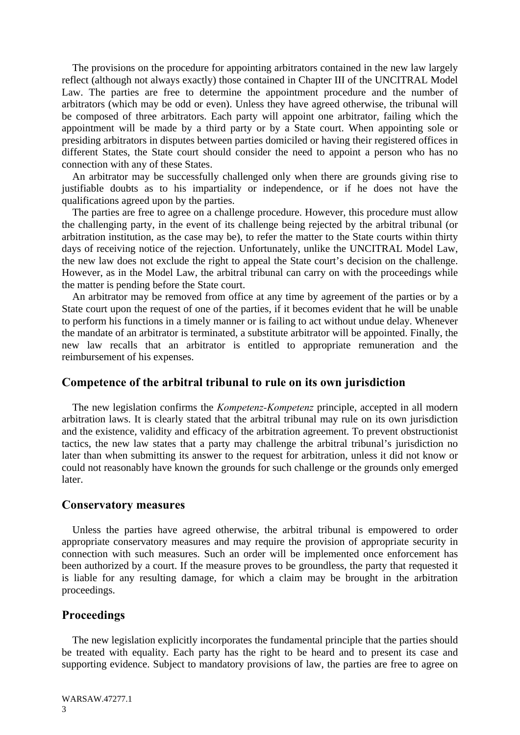The provisions on the procedure for appointing arbitrators contained in the new law largely reflect (although not always exactly) those contained in Chapter III of the UNCITRAL Model Law. The parties are free to determine the appointment procedure and the number of arbitrators (which may be odd or even). Unless they have agreed otherwise, the tribunal will be composed of three arbitrators. Each party will appoint one arbitrator, failing which the appointment will be made by a third party or by a State court. When appointing sole or presiding arbitrators in disputes between parties domiciled or having their registered offices in different States, the State court should consider the need to appoint a person who has no connection with any of these States.

An arbitrator may be successfully challenged only when there are grounds giving rise to justifiable doubts as to his impartiality or independence, or if he does not have the qualifications agreed upon by the parties.

The parties are free to agree on a challenge procedure. However, this procedure must allow the challenging party, in the event of its challenge being rejected by the arbitral tribunal (or arbitration institution, as the case may be), to refer the matter to the State courts within thirty days of receiving notice of the rejection. Unfortunately, unlike the UNCITRAL Model Law, the new law does not exclude the right to appeal the State court's decision on the challenge. However, as in the Model Law, the arbitral tribunal can carry on with the proceedings while the matter is pending before the State court.

An arbitrator may be removed from office at any time by agreement of the parties or by a State court upon the request of one of the parties, if it becomes evident that he will be unable to perform his functions in a timely manner or is failing to act without undue delay. Whenever the mandate of an arbitrator is terminated, a substitute arbitrator will be appointed. Finally, the new law recalls that an arbitrator is entitled to appropriate remuneration and the reimbursement of his expenses.

## Competence of the arbitral tribunal to rule on its own jurisdiction

The new legislation confirms the *Kompetenz-Kompetenz* principle, accepted in all modern arbitration laws. It is clearly stated that the arbitral tribunal may rule on its own jurisdiction and the existence, validity and efficacy of the arbitration agreement. To prevent obstructionist tactics, the new law states that a party may challenge the arbitral tribunal's jurisdiction no later than when submitting its answer to the request for arbitration, unless it did not know or could not reasonably have known the grounds for such challenge or the grounds only emerged later.

## Conservatory measures

Unless the parties have agreed otherwise, the arbitral tribunal is empowered to order appropriate conservatory measures and may require the provision of appropriate security in connection with such measures. Such an order will be implemented once enforcement has been authorized by a court. If the measure proves to be groundless, the party that requested it is liable for any resulting damage, for which a claim may be brought in the arbitration proceedings.

## Proceedings

The new legislation explicitly incorporates the fundamental principle that the parties should be treated with equality. Each party has the right to be heard and to present its case and supporting evidence. Subject to mandatory provisions of law, the parties are free to agree on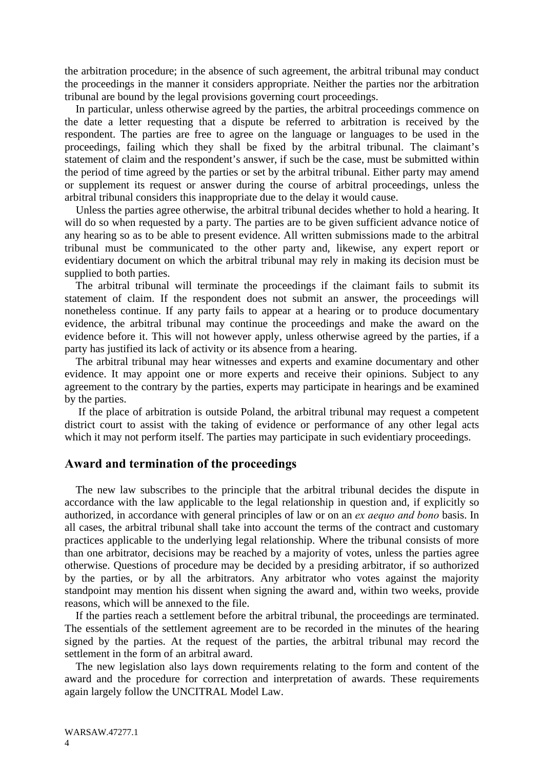the arbitration procedure; in the absence of such agreement, the arbitral tribunal may conduct the proceedings in the manner it considers appropriate. Neither the parties nor the arbitration tribunal are bound by the legal provisions governing court proceedings.

In particular, unless otherwise agreed by the parties, the arbitral proceedings commence on the date a letter requesting that a dispute be referred to arbitration is received by the respondent. The parties are free to agree on the language or languages to be used in the proceedings, failing which they shall be fixed by the arbitral tribunal. The claimant's statement of claim and the respondent's answer, if such be the case, must be submitted within the period of time agreed by the parties or set by the arbitral tribunal. Either party may amend or supplement its request or answer during the course of arbitral proceedings, unless the arbitral tribunal considers this inappropriate due to the delay it would cause.

Unless the parties agree otherwise, the arbitral tribunal decides whether to hold a hearing. It will do so when requested by a party. The parties are to be given sufficient advance notice of any hearing so as to be able to present evidence. All written submissions made to the arbitral tribunal must be communicated to the other party and, likewise, any expert report or evidentiary document on which the arbitral tribunal may rely in making its decision must be supplied to both parties.

The arbitral tribunal will terminate the proceedings if the claimant fails to submit its statement of claim. If the respondent does not submit an answer, the proceedings will nonetheless continue. If any party fails to appear at a hearing or to produce documentary evidence, the arbitral tribunal may continue the proceedings and make the award on the evidence before it. This will not however apply, unless otherwise agreed by the parties, if a party has justified its lack of activity or its absence from a hearing.

The arbitral tribunal may hear witnesses and experts and examine documentary and other evidence. It may appoint one or more experts and receive their opinions. Subject to any agreement to the contrary by the parties, experts may participate in hearings and be examined by the parties.

If the place of arbitration is outside Poland, the arbitral tribunal may request a competent district court to assist with the taking of evidence or performance of any other legal acts which it may not perform itself. The parties may participate in such evidentiary proceedings.

## Award and termination of the proceedings

The new law subscribes to the principle that the arbitral tribunal decides the dispute in accordance with the law applicable to the legal relationship in question and, if explicitly so authorized, in accordance with general principles of law or on an *ex aequo and bono* basis. In all cases, the arbitral tribunal shall take into account the terms of the contract and customary practices applicable to the underlying legal relationship. Where the tribunal consists of more than one arbitrator, decisions may be reached by a majority of votes, unless the parties agree otherwise. Questions of procedure may be decided by a presiding arbitrator, if so authorized by the parties, or by all the arbitrators. Any arbitrator who votes against the majority standpoint may mention his dissent when signing the award and, within two weeks, provide reasons, which will be annexed to the file.

If the parties reach a settlement before the arbitral tribunal, the proceedings are terminated. The essentials of the settlement agreement are to be recorded in the minutes of the hearing signed by the parties. At the request of the parties, the arbitral tribunal may record the settlement in the form of an arbitral award.

The new legislation also lays down requirements relating to the form and content of the award and the procedure for correction and interpretation of awards. These requirements again largely follow the UNCITRAL Model Law.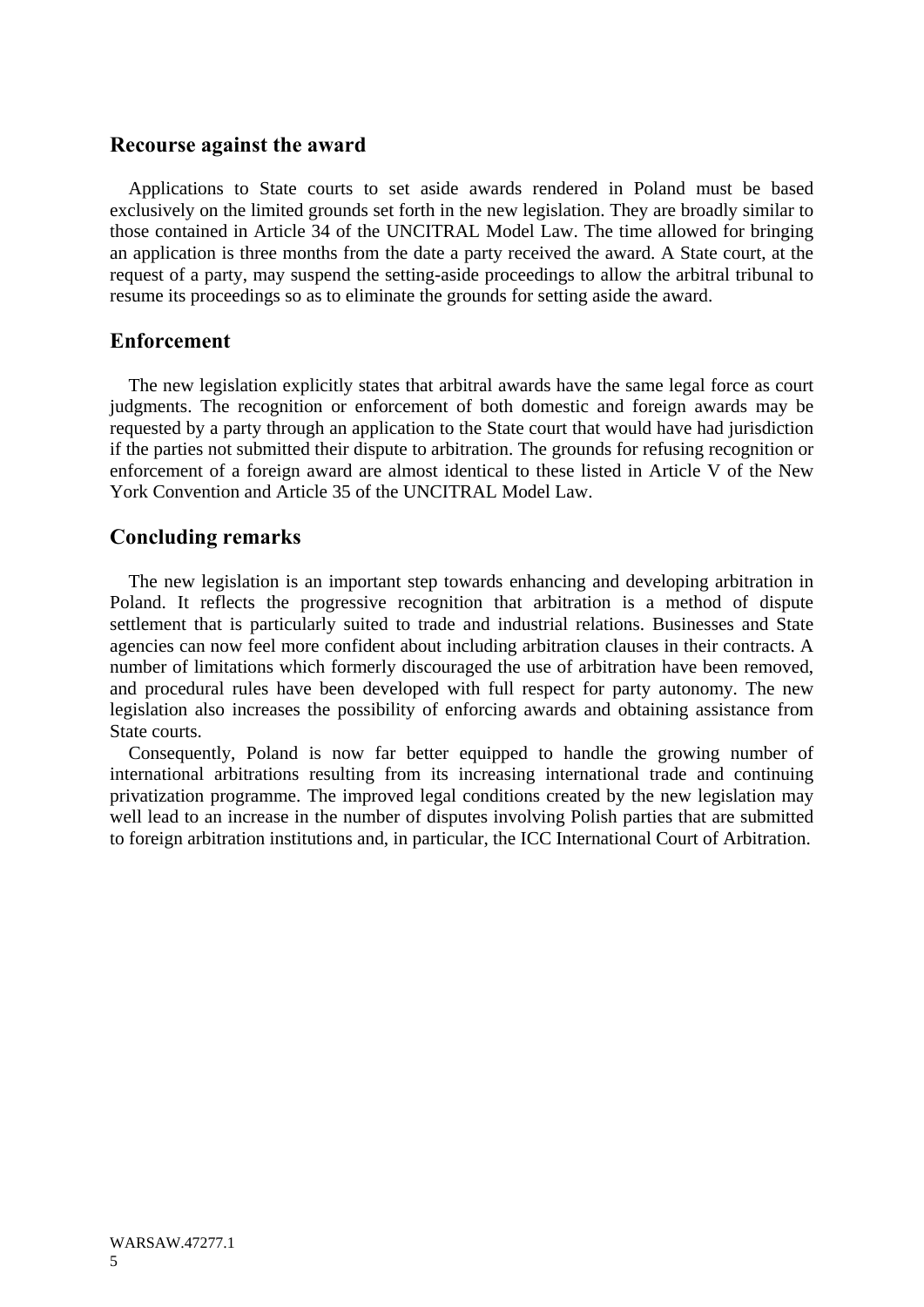## Recourse against the award

Applications to State courts to set aside awards rendered in Poland must be based exclusively on the limited grounds set forth in the new legislation. They are broadly similar to those contained in Article 34 of the UNCITRAL Model Law. The time allowed for bringing an application is three months from the date a party received the award. A State court, at the request of a party, may suspend the setting-aside proceedings to allow the arbitral tribunal to resume its proceedings so as to eliminate the grounds for setting aside the award.

## Enforcement

The new legislation explicitly states that arbitral awards have the same legal force as court judgments. The recognition or enforcement of both domestic and foreign awards may be requested by a party through an application to the State court that would have had jurisdiction if the parties not submitted their dispute to arbitration. The grounds for refusing recognition or enforcement of a foreign award are almost identical to these listed in Article V of the New York Convention and Article 35 of the UNCITRAL Model Law.

## Concluding remarks

The new legislation is an important step towards enhancing and developing arbitration in Poland. It reflects the progressive recognition that arbitration is a method of dispute settlement that is particularly suited to trade and industrial relations. Businesses and State agencies can now feel more confident about including arbitration clauses in their contracts. A number of limitations which formerly discouraged the use of arbitration have been removed, and procedural rules have been developed with full respect for party autonomy. The new legislation also increases the possibility of enforcing awards and obtaining assistance from State courts.

Consequently, Poland is now far better equipped to handle the growing number of international arbitrations resulting from its increasing international trade and continuing privatization programme. The improved legal conditions created by the new legislation may well lead to an increase in the number of disputes involving Polish parties that are submitted to foreign arbitration institutions and, in particular, the ICC International Court of Arbitration.